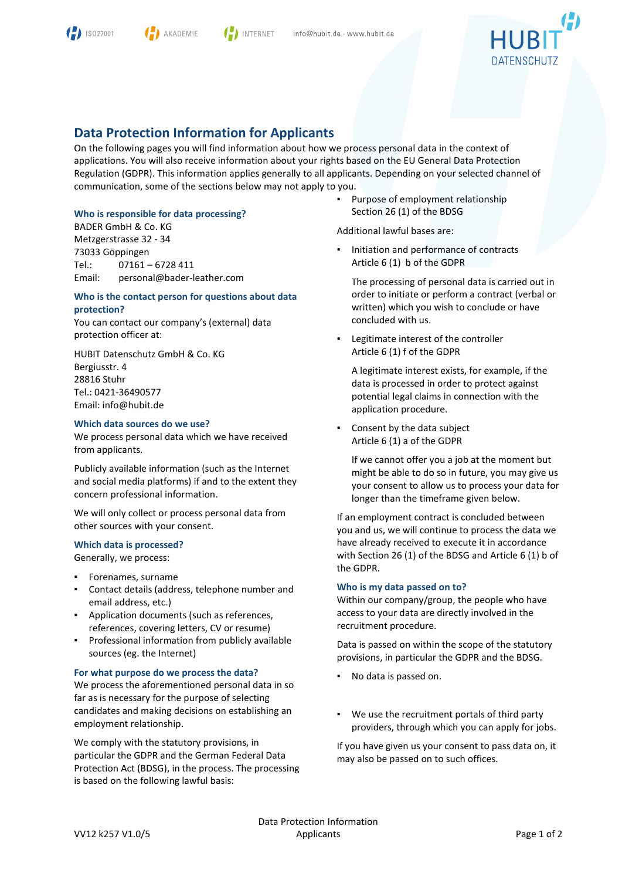# Data Protection Information for Applicants

On the following pages you will find information about how we process personal data in the context of applications. You will also receive information about your rights based on the EU General Data Protection Regulation (GDPR). This information applies generally to all applicants. Depending on your selected channel of communication, some of the sections below may not apply to you.

### Who is responsible for data processing?

BADER GmbH & Co. KG
Metzgerstrasse 32 - 34
73033 Göppingen
Tel.: 07161 – 6728 411
Email: personal@bader-leather.com

### Who is the contact person for questions about data protection?

You can contact our company's (external) data protection officer at:

HUBIT Datenschutz GmbH & Co. KG
Bergiusstr. 4
28816 Stuhr
Tel.: 0421-36490577
Email: info@hubit.de

### Which data sources do we use?

We process personal data which we have received from applicants.

Publicly available information (such as the Internet and social media platforms) if and to the extent they concern professional information.

We will only collect or process personal data from other sources with your consent.

### Which data is processed?

Generally, we process:

- Forenames, surname
- Contact details (address, telephone number and email address, etc.)
- Application documents (such as references, references, covering letters, CV or resume)
- Professional information from publicly available sources (eg. the Internet)

### For what purpose do we process the data?

We process the aforementioned personal data in so far as is necessary for the purpose of selecting candidates and making decisions on establishing an employment relationship.

We comply with the statutory provisions, in particular the GDPR and the German Federal Data Protection Act (BDSG), in the process. The processing is based on the following lawful basis:

- Purpose of employment relationship
  Section 26 (1) of the BDSG

Additional lawful bases are:

- Initiation and performance of contracts
  Article 6 (1) b of the GDPR

  The processing of personal data is carried out in order to initiate or perform a contract (verbal or written) which you wish to conclude or have concluded with us.

- Legitimate interest of the controller
  Article 6 (1) f of the GDPR

  A legitimate interest exists, for example, if the data is processed in order to protect against potential legal claims in connection with the application procedure.

- Consent by the data subject
  Article 6 (1) a of the GDPR

  If we cannot offer you a job at the moment but might be able to do so in future, you may give us your consent to allow us to process your data for longer than the timeframe given below.

If an employment contract is concluded between you and us, we will continue to process the data we have already received to execute it in accordance with Section 26 (1) of the BDSG and Article 6 (1) b of the GDPR.

### Who is my data passed on to?

Within our company/group, the people who have access to your data are directly involved in the recruitment procedure.

Data is passed on within the scope of the statutory provisions, in particular the GDPR and the BDSG.

- No data is passed on.

- We use the recruitment portals of third party providers, through which you can apply for jobs.

If you have given us your consent to pass data on, it may also be passed on to such offices.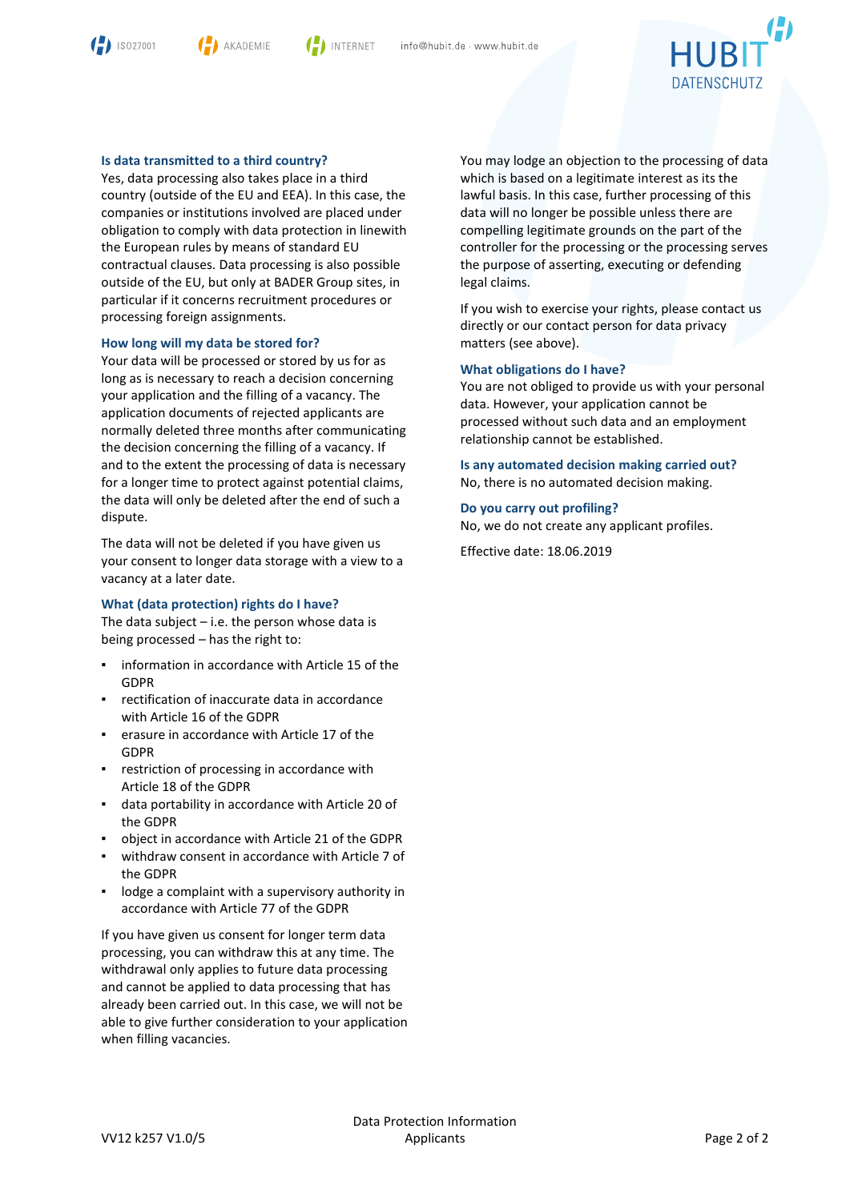### Is data transmitted to a third country?

Yes, data processing also takes place in a third country (outside of the EU and EEA). In this case, the companies or institutions involved are placed under obligation to comply with data protection in linewith the European rules by means of standard EU contractual clauses. Data processing is also possible outside of the EU, but only at BADER Group sites, in particular if it concerns recruitment procedures or processing foreign assignments.

### How long will my data be stored for?

Your data will be processed or stored by us for as long as is necessary to reach a decision concerning your application and the filling of a vacancy. The application documents of rejected applicants are normally deleted three months after communicating the decision concerning the filling of a vacancy. If and to the extent the processing of data is necessary for a longer time to protect against potential claims, the data will only be deleted after the end of such a dispute.

The data will not be deleted if you have given us your consent to longer data storage with a view to a vacancy at a later date.

### What (data protection) rights do I have?

The data subject – i.e. the person whose data is being processed – has the right to:

- information in accordance with Article 15 of the GDPR
- rectification of inaccurate data in accordance with Article 16 of the GDPR
- erasure in accordance with Article 17 of the GDPR
- restriction of processing in accordance with Article 18 of the GDPR
- data portability in accordance with Article 20 of the GDPR
- object in accordance with Article 21 of the GDPR
- withdraw consent in accordance with Article 7 of the GDPR
- lodge a complaint with a supervisory authority in accordance with Article 77 of the GDPR

If you have given us consent for longer term data processing, you can withdraw this at any time. The withdrawal only applies to future data processing and cannot be applied to data processing that has already been carried out. In this case, we will not be able to give further consideration to your application when filling vacancies.

You may lodge an objection to the processing of data which is based on a legitimate interest as its the lawful basis. In this case, further processing of this data will no longer be possible unless there are compelling legitimate grounds on the part of the controller for the processing or the processing serves the purpose of asserting, executing or defending legal claims.

If you wish to exercise your rights, please contact us directly or our contact person for data privacy matters (see above).

### What obligations do I have?

You are not obliged to provide us with your personal data. However, your application cannot be processed without such data and an employment relationship cannot be established.

### Is any automated decision making carried out?

No, there is no automated decision making.

### Do you carry out profiling?

No, we do not create any applicant profiles.

Effective date: 18.06.2019